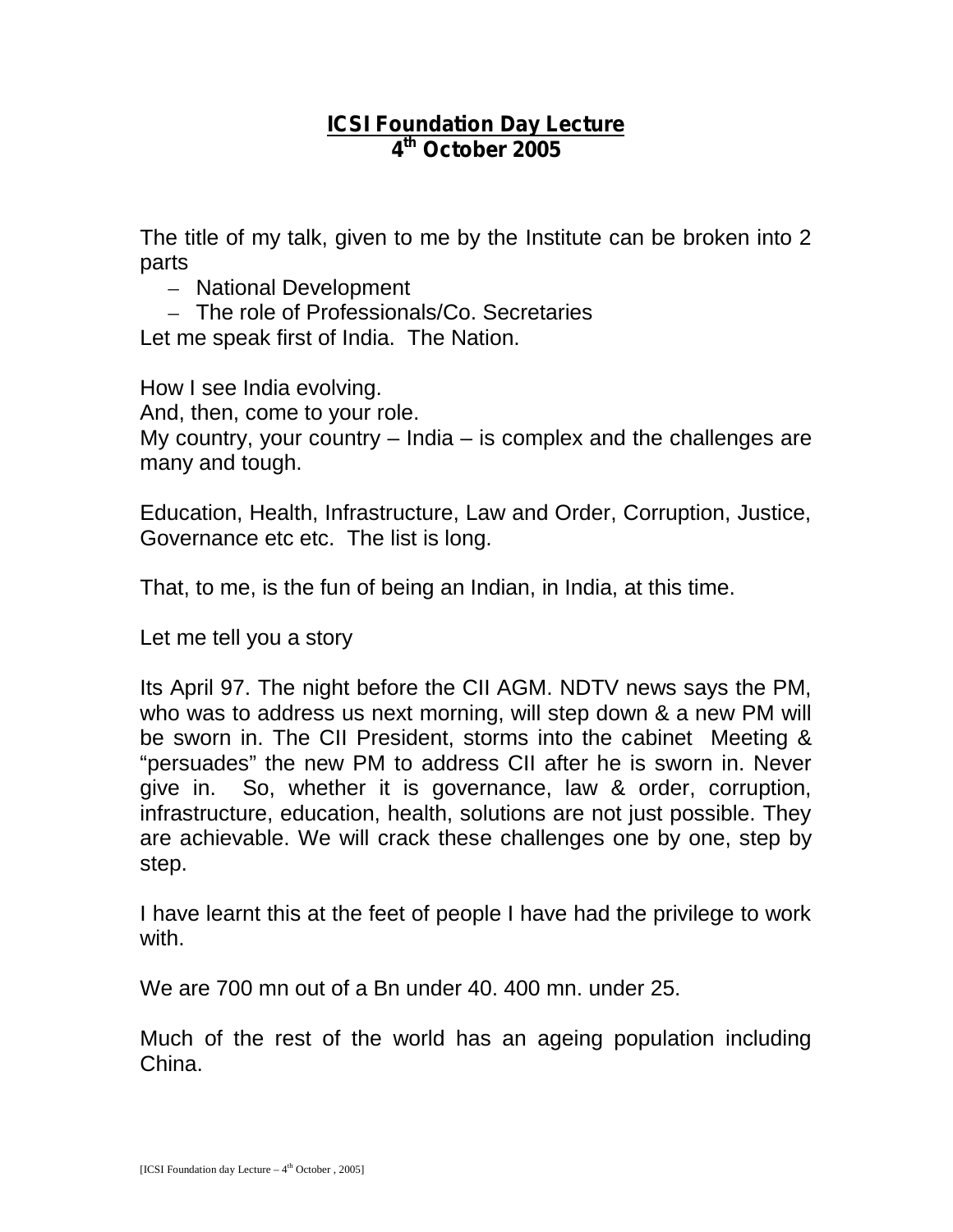# ICSI Foundation Day Lecture
## 4th October 2005

The title of my talk, given to me by the Institute can be broken into 2 parts

- National Development
- The role of Professionals/Co. Secretaries

Let me speak first of India. The Nation.

How I see India evolving.

And, then, come to your role.

My country, your country – India – is complex and the challenges are many and tough.

Education, Health, Infrastructure, Law and Order, Corruption, Justice, Governance etc etc. The list is long.

That, to me, is the fun of being an Indian, in India, at this time.

Let me tell you a story

Its April 97. The night before the CII AGM. NDTV news says the PM, who was to address us next morning, will step down & a new PM will be sworn in. The CII President, storms into the cabinet Meeting & "persuades" the new PM to address CII after he is sworn in. Never give in. So, whether it is governance, law & order, corruption, infrastructure, education, health, solutions are not just possible. They are achievable. We will crack these challenges one by one, step by step.

I have learnt this at the feet of people I have had the privilege to work with.

We are 700 mn out of a Bn under 40. 400 mn. under 25.

Much of the rest of the world has an ageing population including China.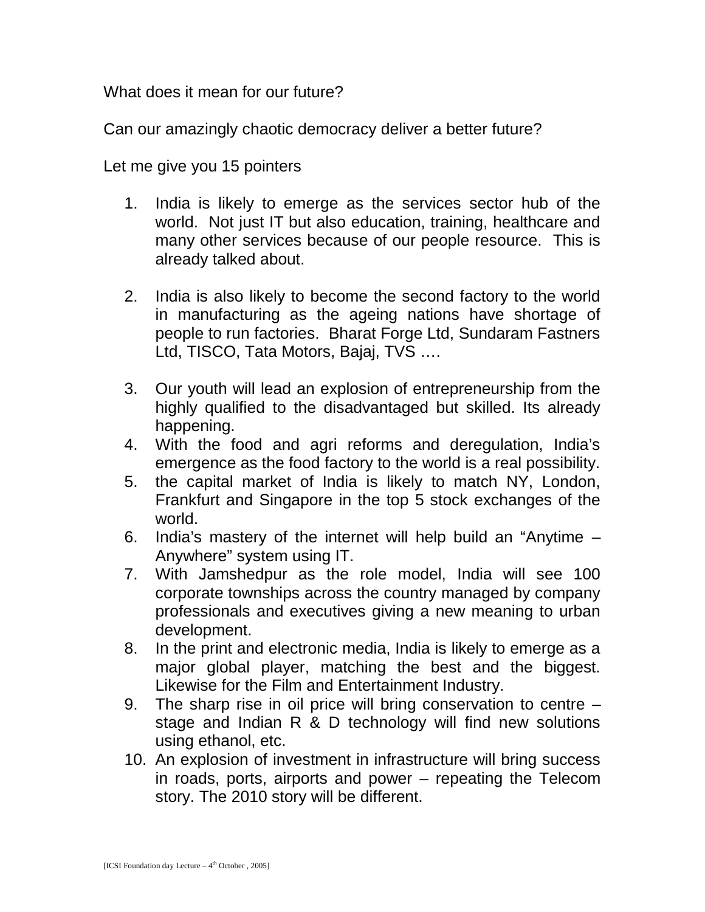What does it mean for our future?

Can our amazingly chaotic democracy deliver a better future?

Let me give you 15 pointers

1. India is likely to emerge as the services sector hub of the world. Not just IT but also education, training, healthcare and many other services because of our people resource. This is already talked about.

2. India is also likely to become the second factory to the world in manufacturing as the ageing nations have shortage of people to run factories. Bharat Forge Ltd, Sundaram Fastners Ltd, TISCO, Tata Motors, Bajaj, TVS ….

3. Our youth will lead an explosion of entrepreneurship from the highly qualified to the disadvantaged but skilled. Its already happening.
4. With the food and agri reforms and deregulation, India's emergence as the food factory to the world is a real possibility.
5. the capital market of India is likely to match NY, London, Frankfurt and Singapore in the top 5 stock exchanges of the world.
6. India's mastery of the internet will help build an "Anytime – Anywhere" system using IT.
7. With Jamshedpur as the role model, India will see 100 corporate townships across the country managed by company professionals and executives giving a new meaning to urban development.
8. In the print and electronic media, India is likely to emerge as a major global player, matching the best and the biggest. Likewise for the Film and Entertainment Industry.
9. The sharp rise in oil price will bring conservation to centre – stage and Indian R & D technology will find new solutions using ethanol, etc.
10. An explosion of investment in infrastructure will bring success in roads, ports, airports and power – repeating the Telecom story. The 2010 story will be different.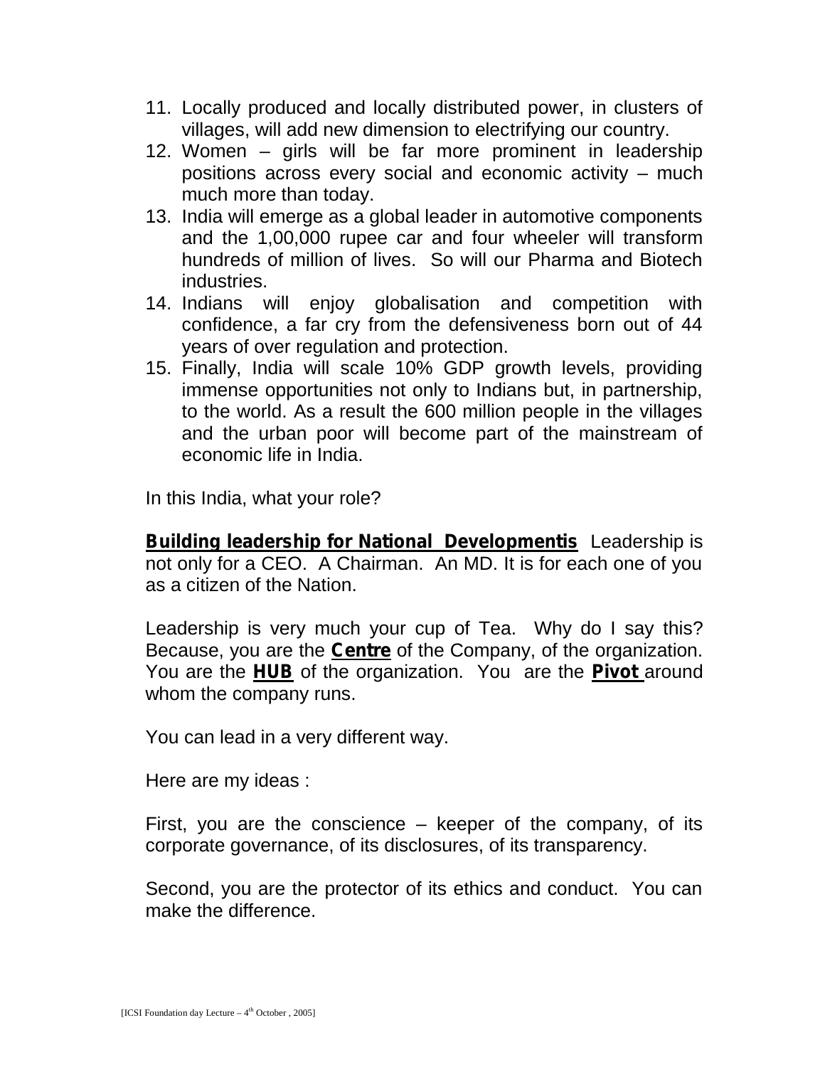11. Locally produced and locally distributed power, in clusters of villages, will add new dimension to electrifying our country.
12. Women – girls will be far more prominent in leadership positions across every social and economic activity – much much more than today.
13. India will emerge as a global leader in automotive components and the 1,00,000 rupee car and four wheeler will transform hundreds of million of lives. So will our Pharma and Biotech industries.
14. Indians will enjoy globalisation and competition with confidence, a far cry from the defensiveness born out of 44 years of over regulation and protection.
15. Finally, India will scale 10% GDP growth levels, providing immense opportunities not only to Indians but, in partnership, to the world. As a result the 600 million people in the villages and the urban poor will become part of the mainstream of economic life in India.

In this India, what your role?

**Building leadership for National Developmentis** Leadership is not only for a CEO. A Chairman. An MD. It is for each one of you as a citizen of the Nation.

Leadership is very much your cup of Tea. Why do I say this? Because, you are the **Centre** of the Company, of the organization. You are the **HUB** of the organization. You are the **Pivot** around whom the company runs.

You can lead in a very different way.

Here are my ideas :

First, you are the conscience – keeper of the company, of its corporate governance, of its disclosures, of its transparency.

Second, you are the protector of its ethics and conduct. You can make the difference.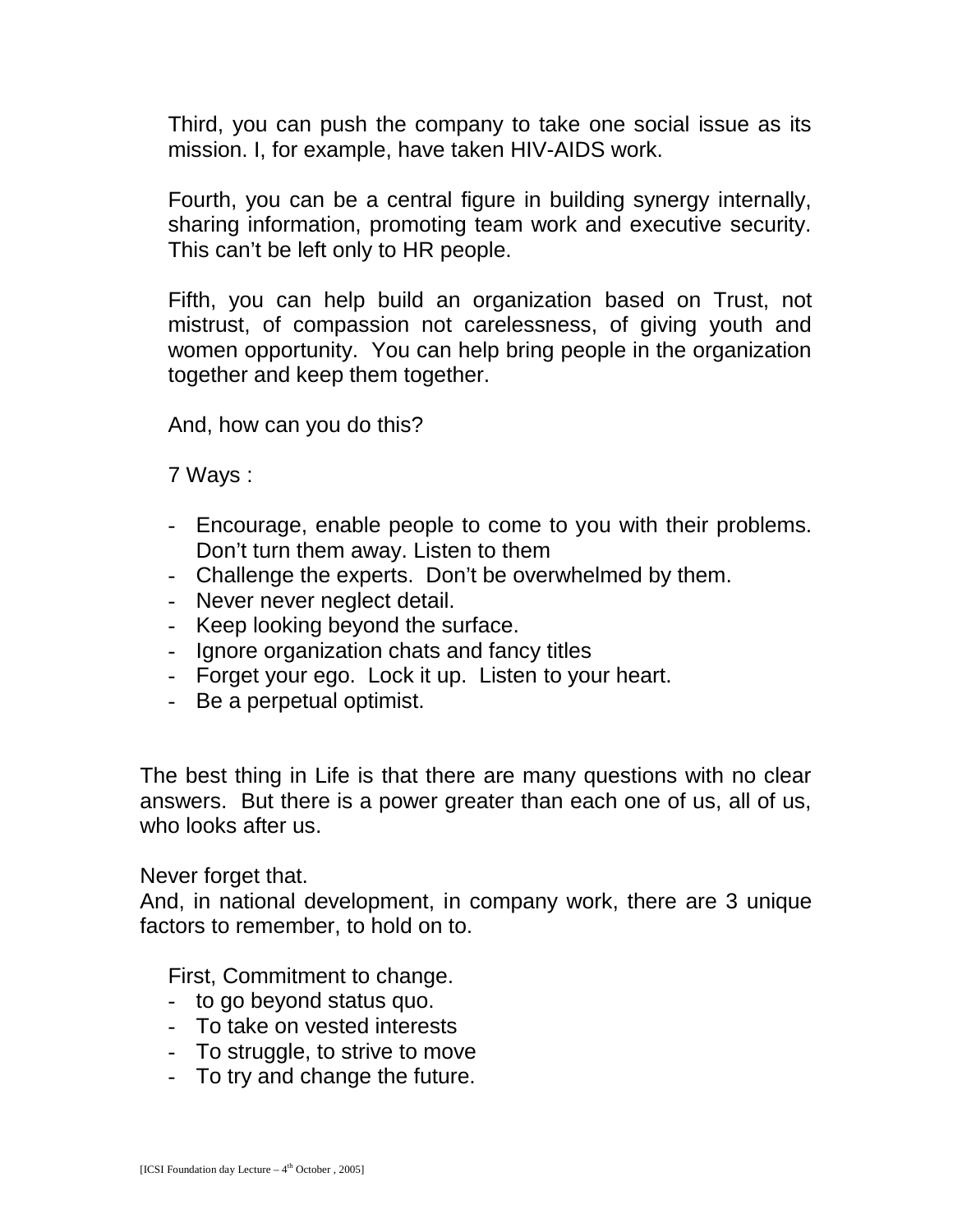Third, you can push the company to take one social issue as its mission. I, for example, have taken HIV-AIDS work.

Fourth, you can be a central figure in building synergy internally, sharing information, promoting team work and executive security. This can't be left only to HR people.

Fifth, you can help build an organization based on Trust, not mistrust, of compassion not carelessness, of giving youth and women opportunity. You can help bring people in the organization together and keep them together.

And, how can you do this?

7 Ways :

- Encourage, enable people to come to you with their problems. Don't turn them away. Listen to them
- Challenge the experts. Don't be overwhelmed by them.
- Never never neglect detail.
- Keep looking beyond the surface.
- Ignore organization chats and fancy titles
- Forget your ego. Lock it up. Listen to your heart.
- Be a perpetual optimist.

The best thing in Life is that there are many questions with no clear answers. But there is a power greater than each one of us, all of us, who looks after us.

Never forget that.
And, in national development, in company work, there are 3 unique factors to remember, to hold on to.

First, Commitment to change.

- to go beyond status quo.
- To take on vested interests
- To struggle, to strive to move
- To try and change the future.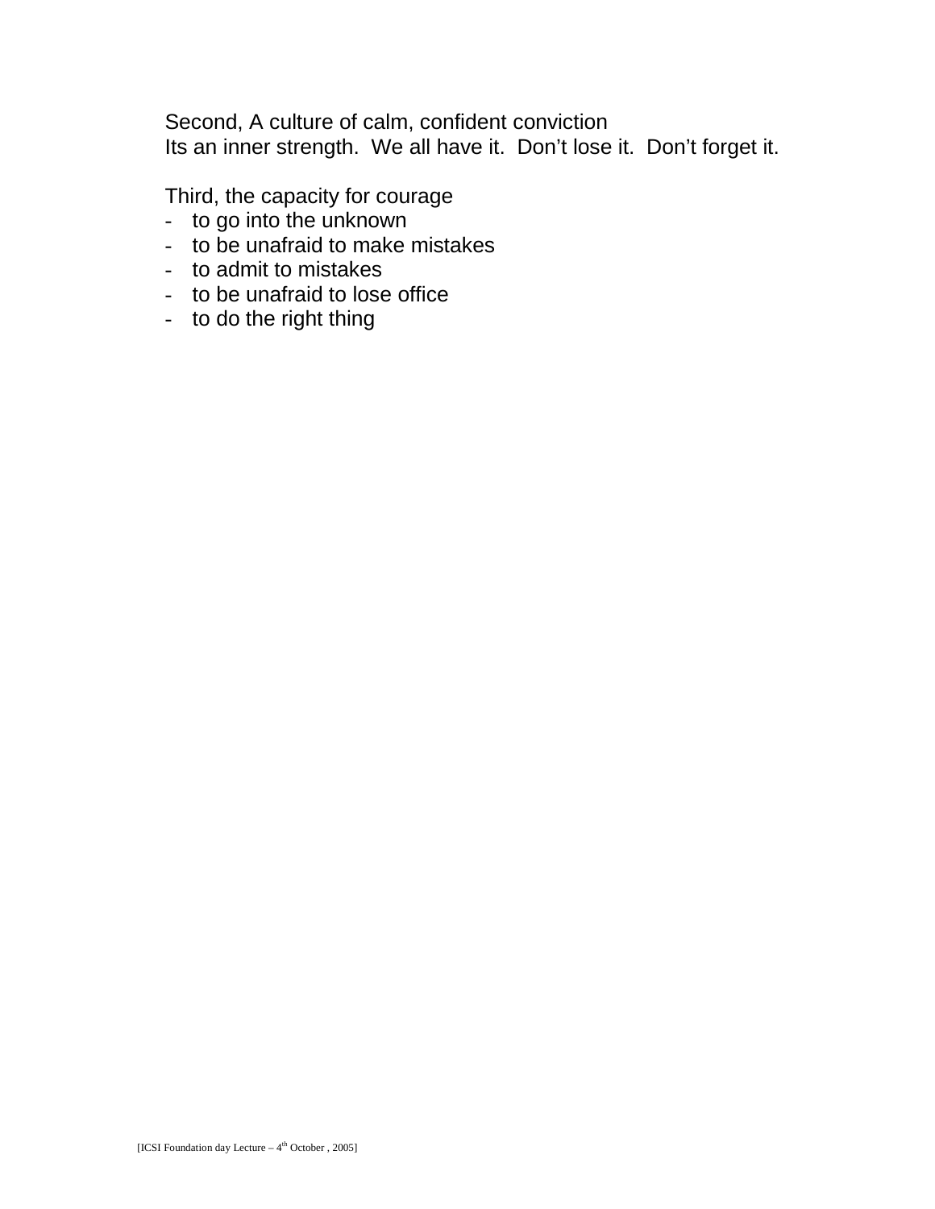Second, A culture of calm, confident conviction
Its an inner strength. We all have it. Don't lose it. Don't forget it.

Third, the capacity for courage

- to go into the unknown
- to be unafraid to make mistakes
- to admit to mistakes
- to be unafraid to lose office
- to do the right thing